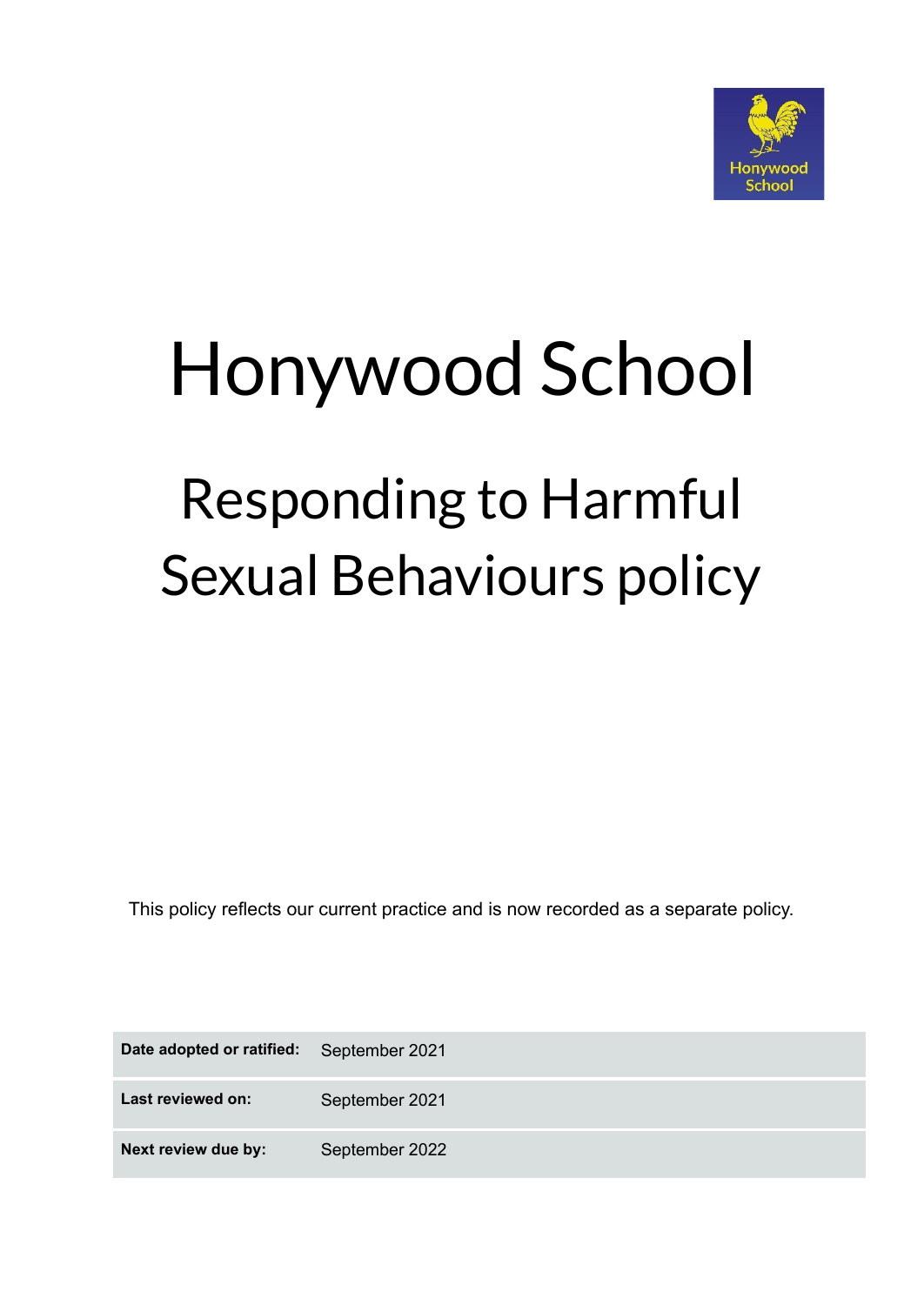# Honywood School

## Responding to Harmful Sexual Behaviours policy

This policy reflects our current practice and is now recorded as a separate policy.

| | |
|---|---|
| **Date adopted or ratified:** | September 2021 |
| **Last reviewed on:** | September 2021 |
| **Next review due by:** | September 2022 |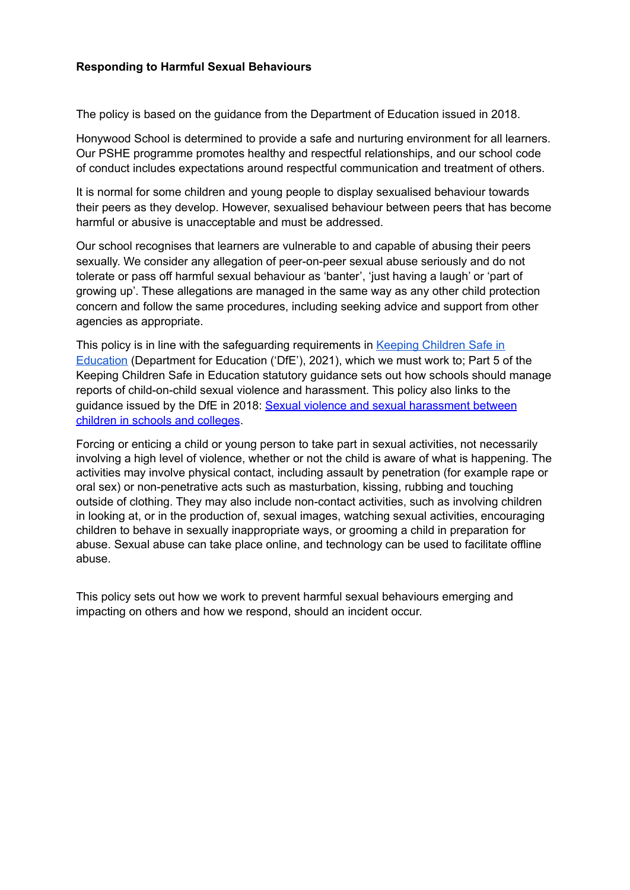**Responding to Harmful Sexual Behaviours**

The policy is based on the guidance from the Department of Education issued in 2018.

Honywood School is determined to provide a safe and nurturing environment for all learners. Our PSHE programme promotes healthy and respectful relationships, and our school code of conduct includes expectations around respectful communication and treatment of others.

It is normal for some children and young people to display sexualised behaviour towards their peers as they develop. However, sexualised behaviour between peers that has become harmful or abusive is unacceptable and must be addressed.

Our school recognises that learners are vulnerable to and capable of abusing their peers sexually. We consider any allegation of peer-on-peer sexual abuse seriously and do not tolerate or pass off harmful sexual behaviour as 'banter', 'just having a laugh' or 'part of growing up'. These allegations are managed in the same way as any other child protection concern and follow the same procedures, including seeking advice and support from other agencies as appropriate.

This policy is in line with the safeguarding requirements in Keeping Children Safe in Education (Department for Education ('DfE'), 2021), which we must work to; Part 5 of the Keeping Children Safe in Education statutory guidance sets out how schools should manage reports of child-on-child sexual violence and harassment. This policy also links to the guidance issued by the DfE in 2018: Sexual violence and sexual harassment between children in schools and colleges.

Forcing or enticing a child or young person to take part in sexual activities, not necessarily involving a high level of violence, whether or not the child is aware of what is happening. The activities may involve physical contact, including assault by penetration (for example rape or oral sex) or non-penetrative acts such as masturbation, kissing, rubbing and touching outside of clothing. They may also include non-contact activities, such as involving children in looking at, or in the production of, sexual images, watching sexual activities, encouraging children to behave in sexually inappropriate ways, or grooming a child in preparation for abuse. Sexual abuse can take place online, and technology can be used to facilitate offline abuse.

This policy sets out how we work to prevent harmful sexual behaviours emerging and impacting on others and how we respond, should an incident occur.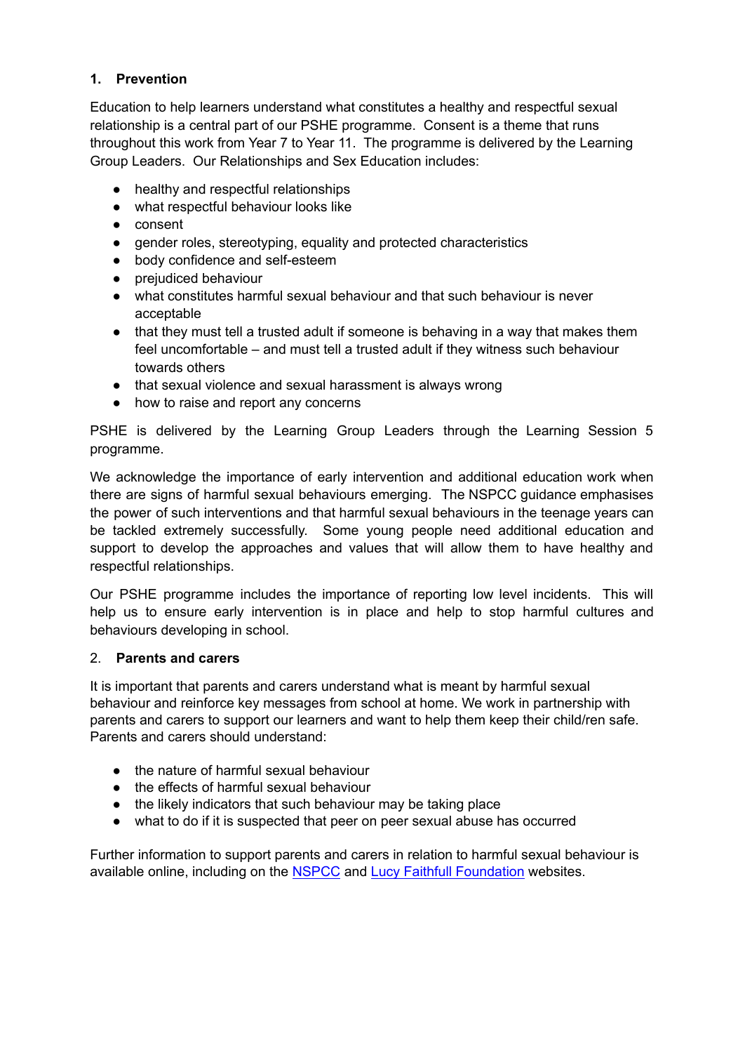## 1. Prevention

Education to help learners understand what constitutes a healthy and respectful sexual relationship is a central part of our PSHE programme. Consent is a theme that runs throughout this work from Year 7 to Year 11. The programme is delivered by the Learning Group Leaders. Our Relationships and Sex Education includes:

- healthy and respectful relationships
- what respectful behaviour looks like
- consent
- gender roles, stereotyping, equality and protected characteristics
- body confidence and self-esteem
- prejudiced behaviour
- what constitutes harmful sexual behaviour and that such behaviour is never acceptable
- that they must tell a trusted adult if someone is behaving in a way that makes them feel uncomfortable – and must tell a trusted adult if they witness such behaviour towards others
- that sexual violence and sexual harassment is always wrong
- how to raise and report any concerns

PSHE is delivered by the Learning Group Leaders through the Learning Session 5 programme.

We acknowledge the importance of early intervention and additional education work when there are signs of harmful sexual behaviours emerging. The NSPCC guidance emphasises the power of such interventions and that harmful sexual behaviours in the teenage years can be tackled extremely successfully. Some young people need additional education and support to develop the approaches and values that will allow them to have healthy and respectful relationships.

Our PSHE programme includes the importance of reporting low level incidents. This will help us to ensure early intervention is in place and help to stop harmful cultures and behaviours developing in school.

## 2. Parents and carers

It is important that parents and carers understand what is meant by harmful sexual behaviour and reinforce key messages from school at home. We work in partnership with parents and carers to support our learners and want to help them keep their child/ren safe. Parents and carers should understand:

- the nature of harmful sexual behaviour
- the effects of harmful sexual behaviour
- the likely indicators that such behaviour may be taking place
- what to do if it is suspected that peer on peer sexual abuse has occurred

Further information to support parents and carers in relation to harmful sexual behaviour is available online, including on the NSPCC and Lucy Faithfull Foundation websites.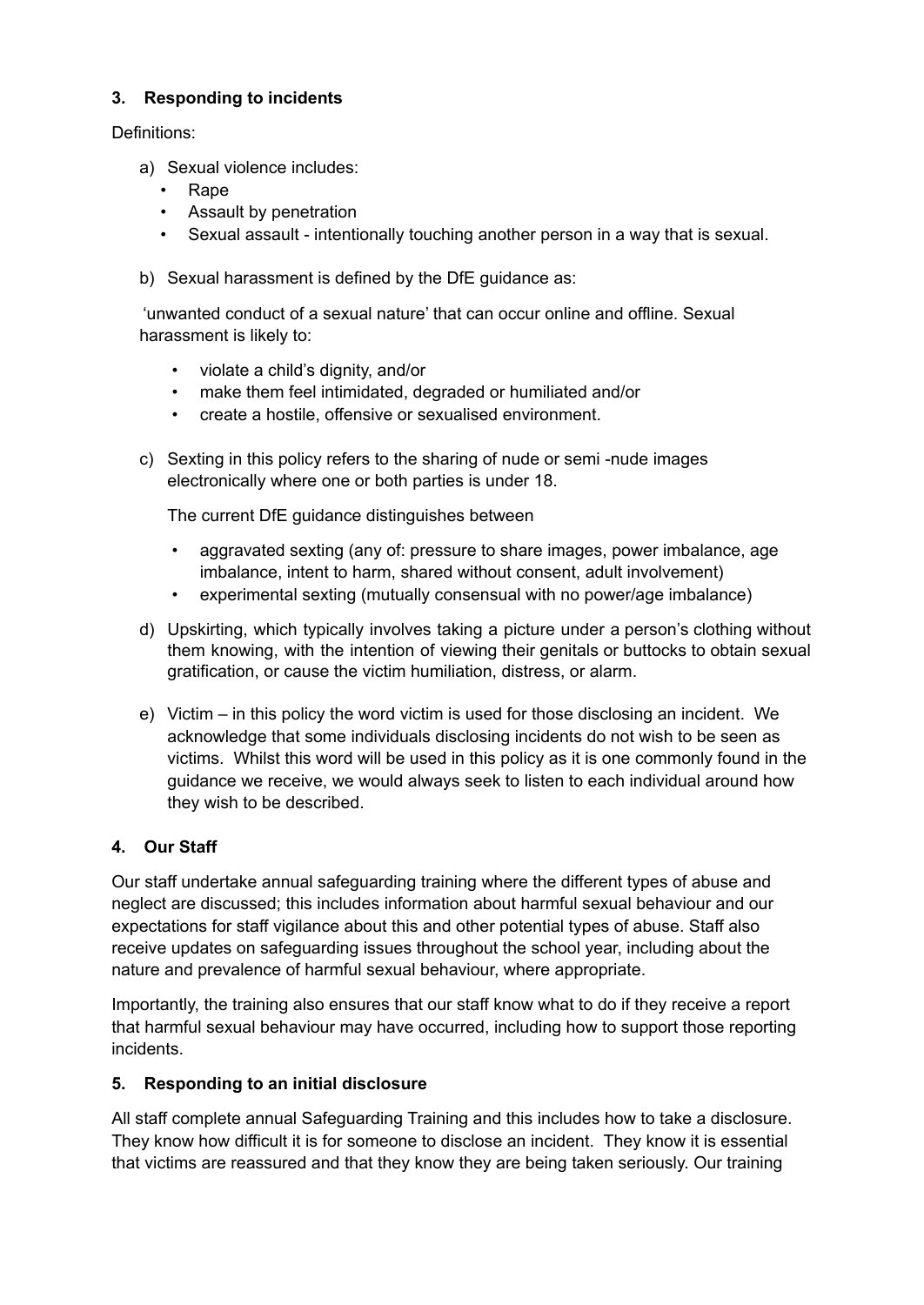## 3. Responding to incidents

Definitions:

a) Sexual violence includes:
   - Rape
   - Assault by penetration
   - Sexual assault - intentionally touching another person in a way that is sexual.

b) Sexual harassment is defined by the DfE guidance as:

   'unwanted conduct of a sexual nature' that can occur online and offline. Sexual harassment is likely to:

   - violate a child's dignity, and/or
   - make them feel intimidated, degraded or humiliated and/or
   - create a hostile, offensive or sexualised environment.

c) Sexting in this policy refers to the sharing of nude or semi -nude images electronically where one or both parties is under 18.

   The current DfE guidance distinguishes between

   - aggravated sexting (any of: pressure to share images, power imbalance, age imbalance, intent to harm, shared without consent, adult involvement)
   - experimental sexting (mutually consensual with no power/age imbalance)

d) Upskirting, which typically involves taking a picture under a person's clothing without them knowing, with the intention of viewing their genitals or buttocks to obtain sexual gratification, or cause the victim humiliation, distress, or alarm.

e) Victim – in this policy the word victim is used for those disclosing an incident. We acknowledge that some individuals disclosing incidents do not wish to be seen as victims. Whilst this word will be used in this policy as it is one commonly found in the guidance we receive, we would always seek to listen to each individual around how they wish to be described.

## 4. Our Staff

Our staff undertake annual safeguarding training where the different types of abuse and neglect are discussed; this includes information about harmful sexual behaviour and our expectations for staff vigilance about this and other potential types of abuse. Staff also receive updates on safeguarding issues throughout the school year, including about the nature and prevalence of harmful sexual behaviour, where appropriate.

Importantly, the training also ensures that our staff know what to do if they receive a report that harmful sexual behaviour may have occurred, including how to support those reporting incidents.

## 5. Responding to an initial disclosure

All staff complete annual Safeguarding Training and this includes how to take a disclosure. They know how difficult it is for someone to disclose an incident. They know it is essential that victims are reassured and that they know they are being taken seriously. Our training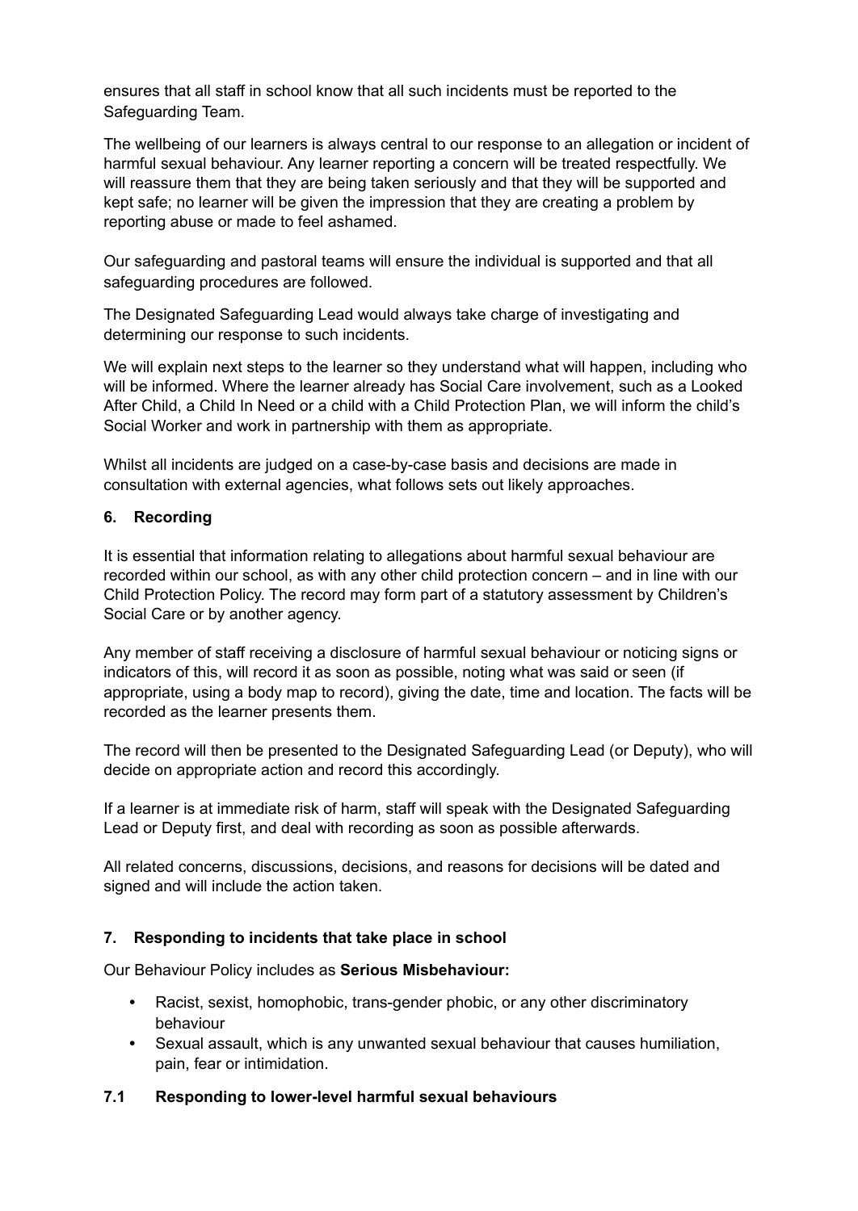ensures that all staff in school know that all such incidents must be reported to the Safeguarding Team.

The wellbeing of our learners is always central to our response to an allegation or incident of harmful sexual behaviour. Any learner reporting a concern will be treated respectfully. We will reassure them that they are being taken seriously and that they will be supported and kept safe; no learner will be given the impression that they are creating a problem by reporting abuse or made to feel ashamed.

Our safeguarding and pastoral teams will ensure the individual is supported and that all safeguarding procedures are followed.

The Designated Safeguarding Lead would always take charge of investigating and determining our response to such incidents.

We will explain next steps to the learner so they understand what will happen, including who will be informed. Where the learner already has Social Care involvement, such as a Looked After Child, a Child In Need or a child with a Child Protection Plan, we will inform the child's Social Worker and work in partnership with them as appropriate.

Whilst all incidents are judged on a case-by-case basis and decisions are made in consultation with external agencies, what follows sets out likely approaches.

## 6. Recording

It is essential that information relating to allegations about harmful sexual behaviour are recorded within our school, as with any other child protection concern – and in line with our Child Protection Policy. The record may form part of a statutory assessment by Children's Social Care or by another agency.

Any member of staff receiving a disclosure of harmful sexual behaviour or noticing signs or indicators of this, will record it as soon as possible, noting what was said or seen (if appropriate, using a body map to record), giving the date, time and location. The facts will be recorded as the learner presents them.

The record will then be presented to the Designated Safeguarding Lead (or Deputy), who will decide on appropriate action and record this accordingly.

If a learner is at immediate risk of harm, staff will speak with the Designated Safeguarding Lead or Deputy first, and deal with recording as soon as possible afterwards.

All related concerns, discussions, decisions, and reasons for decisions will be dated and signed and will include the action taken.

## 7. Responding to incidents that take place in school

Our Behaviour Policy includes as **Serious Misbehaviour:**

- Racist, sexist, homophobic, trans-gender phobic, or any other discriminatory behaviour
- Sexual assault, which is any unwanted sexual behaviour that causes humiliation, pain, fear or intimidation.

### 7.1 Responding to lower-level harmful sexual behaviours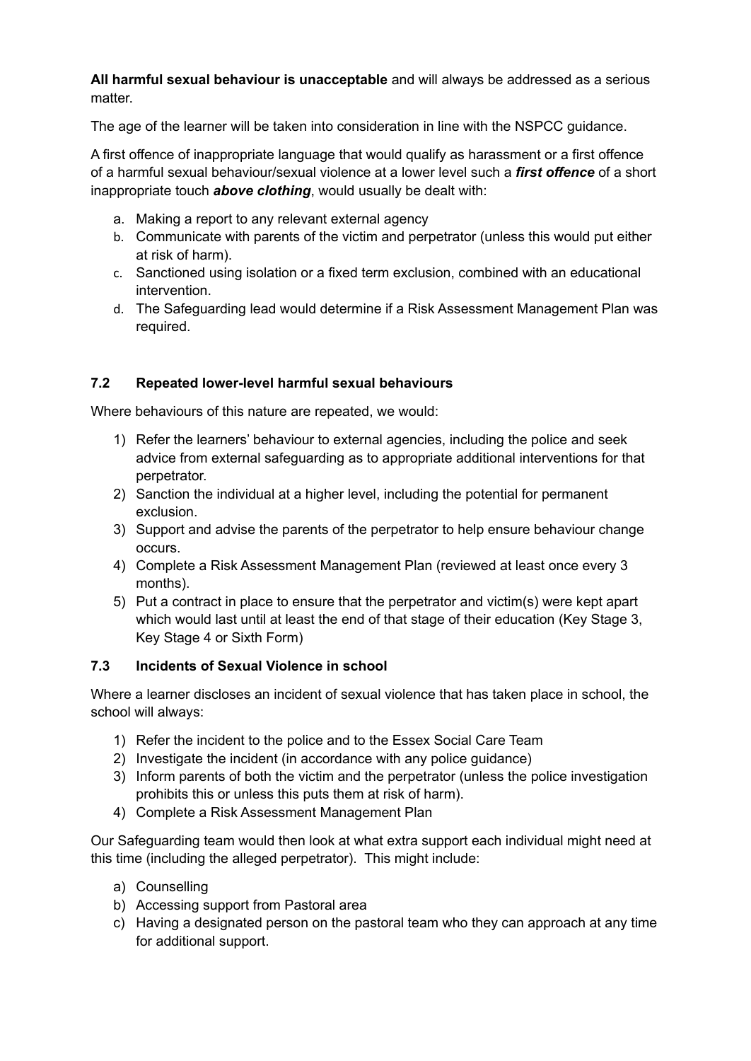**All harmful sexual behaviour is unacceptable** and will always be addressed as a serious matter.

The age of the learner will be taken into consideration in line with the NSPCC guidance.

A first offence of inappropriate language that would qualify as harassment or a first offence of a harmful sexual behaviour/sexual violence at a lower level such a ***first offence*** of a short inappropriate touch ***above clothing***, would usually be dealt with:

a. Making a report to any relevant external agency
b. Communicate with parents of the victim and perpetrator (unless this would put either at risk of harm).
c. Sanctioned using isolation or a fixed term exclusion, combined with an educational intervention.
d. The Safeguarding lead would determine if a Risk Assessment Management Plan was required.

### 7.2 Repeated lower-level harmful sexual behaviours

Where behaviours of this nature are repeated, we would:

1) Refer the learners' behaviour to external agencies, including the police and seek advice from external safeguarding as to appropriate additional interventions for that perpetrator.
2) Sanction the individual at a higher level, including the potential for permanent exclusion.
3) Support and advise the parents of the perpetrator to help ensure behaviour change occurs.
4) Complete a Risk Assessment Management Plan (reviewed at least once every 3 months).
5) Put a contract in place to ensure that the perpetrator and victim(s) were kept apart which would last until at least the end of that stage of their education (Key Stage 3, Key Stage 4 or Sixth Form)

### 7.3 Incidents of Sexual Violence in school

Where a learner discloses an incident of sexual violence that has taken place in school, the school will always:

1) Refer the incident to the police and to the Essex Social Care Team
2) Investigate the incident (in accordance with any police guidance)
3) Inform parents of both the victim and the perpetrator (unless the police investigation prohibits this or unless this puts them at risk of harm).
4) Complete a Risk Assessment Management Plan

Our Safeguarding team would then look at what extra support each individual might need at this time (including the alleged perpetrator). This might include:

a) Counselling
b) Accessing support from Pastoral area
c) Having a designated person on the pastoral team who they can approach at any time for additional support.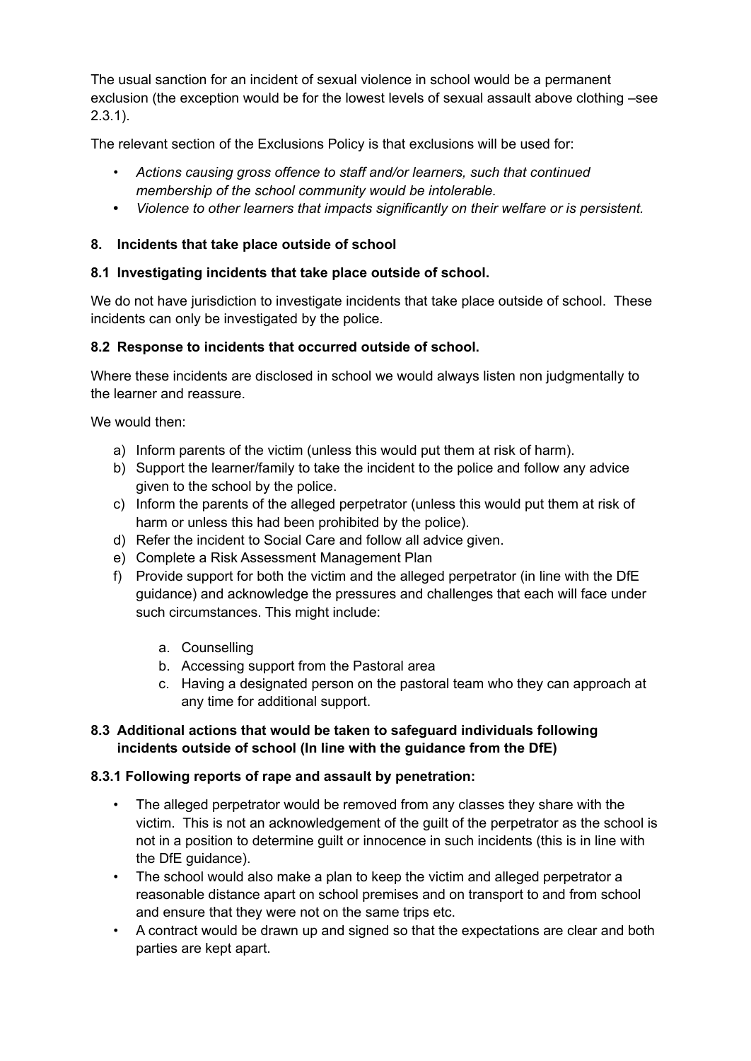The usual sanction for an incident of sexual violence in school would be a permanent exclusion (the exception would be for the lowest levels of sexual assault above clothing –see 2.3.1).

The relevant section of the Exclusions Policy is that exclusions will be used for:

- *Actions causing gross offence to staff and/or learners, such that continued membership of the school community would be intolerable.*
- *Violence to other learners that impacts significantly on their welfare or is persistent.*

## 8. Incidents that take place outside of school

### 8.1 Investigating incidents that take place outside of school.

We do not have jurisdiction to investigate incidents that take place outside of school. These incidents can only be investigated by the police.

### 8.2 Response to incidents that occurred outside of school.

Where these incidents are disclosed in school we would always listen non judgmentally to the learner and reassure.

We would then:

a) Inform parents of the victim (unless this would put them at risk of harm).
b) Support the learner/family to take the incident to the police and follow any advice given to the school by the police.
c) Inform the parents of the alleged perpetrator (unless this would put them at risk of harm or unless this had been prohibited by the police).
d) Refer the incident to Social Care and follow all advice given.
e) Complete a Risk Assessment Management Plan
f) Provide support for both the victim and the alleged perpetrator (in line with the DfE guidance) and acknowledge the pressures and challenges that each will face under such circumstances. This might include:

    a. Counselling
    b. Accessing support from the Pastoral area
    c. Having a designated person on the pastoral team who they can approach at any time for additional support.

### 8.3 Additional actions that would be taken to safeguard individuals following incidents outside of school (In line with the guidance from the DfE)

#### 8.3.1 Following reports of rape and assault by penetration:

- The alleged perpetrator would be removed from any classes they share with the victim. This is not an acknowledgement of the guilt of the perpetrator as the school is not in a position to determine guilt or innocence in such incidents (this is in line with the DfE guidance).
- The school would also make a plan to keep the victim and alleged perpetrator a reasonable distance apart on school premises and on transport to and from school and ensure that they were not on the same trips etc.
- A contract would be drawn up and signed so that the expectations are clear and both parties are kept apart.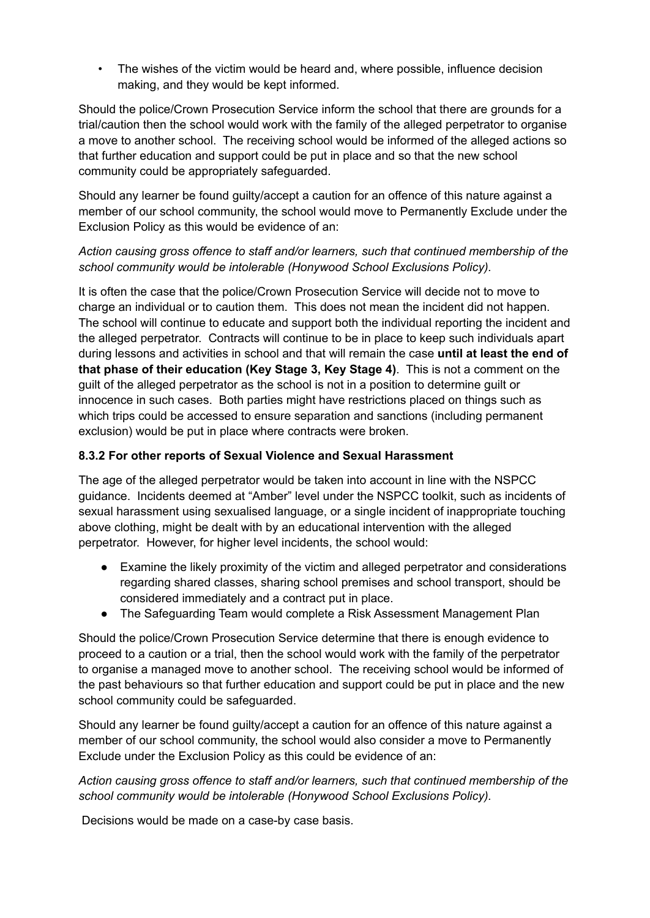- The wishes of the victim would be heard and, where possible, influence decision making, and they would be kept informed.

Should the police/Crown Prosecution Service inform the school that there are grounds for a trial/caution then the school would work with the family of the alleged perpetrator to organise a move to another school. The receiving school would be informed of the alleged actions so that further education and support could be put in place and so that the new school community could be appropriately safeguarded.

Should any learner be found guilty/accept a caution for an offence of this nature against a member of our school community, the school would move to Permanently Exclude under the Exclusion Policy as this would be evidence of an:

*Action causing gross offence to staff and/or learners, such that continued membership of the school community would be intolerable (Honywood School Exclusions Policy).*

It is often the case that the police/Crown Prosecution Service will decide not to move to charge an individual or to caution them. This does not mean the incident did not happen. The school will continue to educate and support both the individual reporting the incident and the alleged perpetrator. Contracts will continue to be in place to keep such individuals apart during lessons and activities in school and that will remain the case **until at least the end of that phase of their education (Key Stage 3, Key Stage 4)**. This is not a comment on the guilt of the alleged perpetrator as the school is not in a position to determine guilt or innocence in such cases. Both parties might have restrictions placed on things such as which trips could be accessed to ensure separation and sanctions (including permanent exclusion) would be put in place where contracts were broken.

#### 8.3.2 For other reports of Sexual Violence and Sexual Harassment

The age of the alleged perpetrator would be taken into account in line with the NSPCC guidance. Incidents deemed at "Amber" level under the NSPCC toolkit, such as incidents of sexual harassment using sexualised language, or a single incident of inappropriate touching above clothing, might be dealt with by an educational intervention with the alleged perpetrator. However, for higher level incidents, the school would:

- Examine the likely proximity of the victim and alleged perpetrator and considerations regarding shared classes, sharing school premises and school transport, should be considered immediately and a contract put in place.
- The Safeguarding Team would complete a Risk Assessment Management Plan

Should the police/Crown Prosecution Service determine that there is enough evidence to proceed to a caution or a trial, then the school would work with the family of the perpetrator to organise a managed move to another school. The receiving school would be informed of the past behaviours so that further education and support could be put in place and the new school community could be safeguarded.

Should any learner be found guilty/accept a caution for an offence of this nature against a member of our school community, the school would also consider a move to Permanently Exclude under the Exclusion Policy as this could be evidence of an:

*Action causing gross offence to staff and/or learners, such that continued membership of the school community would be intolerable (Honywood School Exclusions Policy).*

Decisions would be made on a case-by case basis.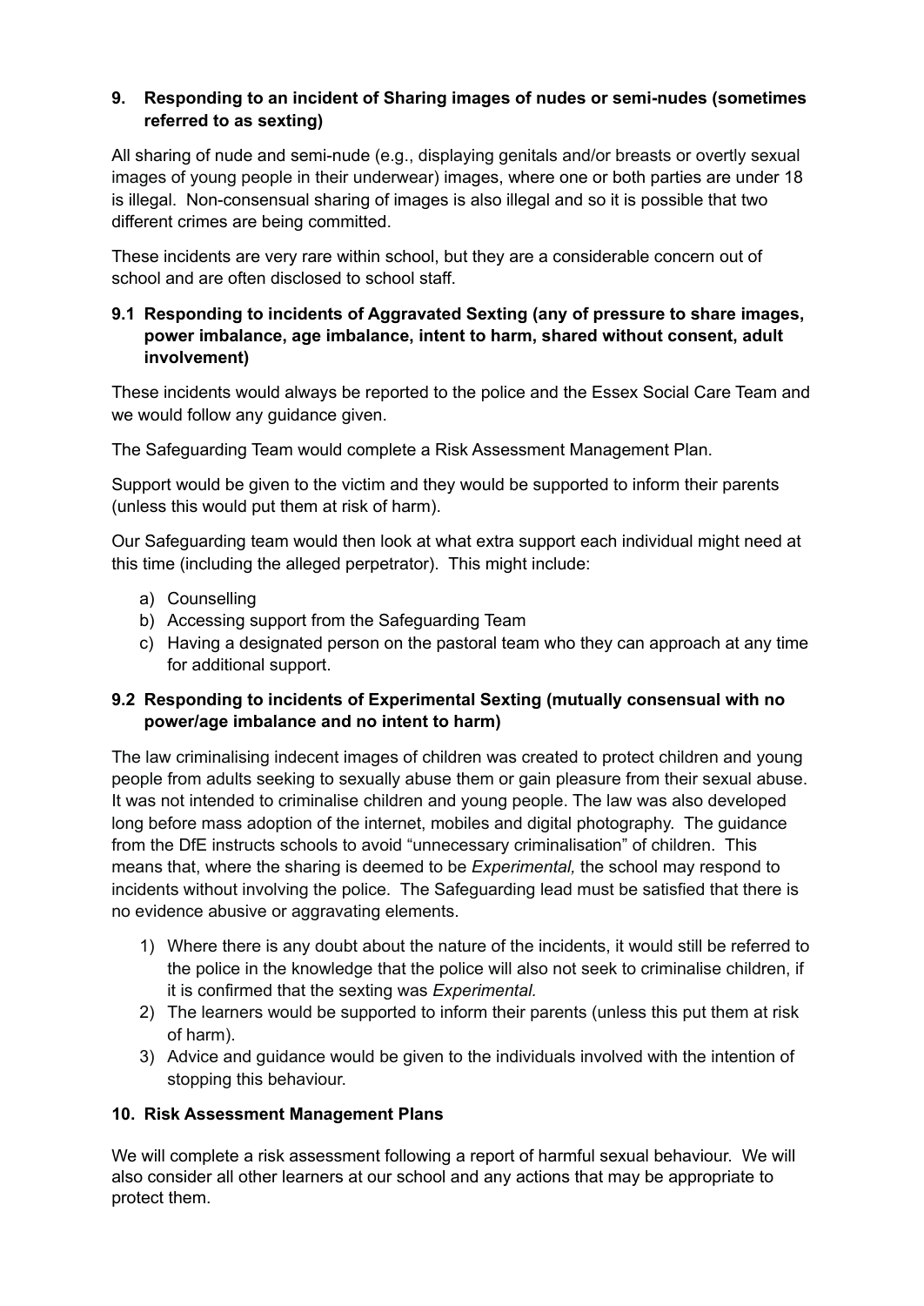## 9. Responding to an incident of Sharing images of nudes or semi-nudes (sometimes referred to as sexting)

All sharing of nude and semi-nude (e.g., displaying genitals and/or breasts or overtly sexual images of young people in their underwear) images, where one or both parties are under 18 is illegal. Non-consensual sharing of images is also illegal and so it is possible that two different crimes are being committed.

These incidents are very rare within school, but they are a considerable concern out of school and are often disclosed to school staff.

### 9.1 Responding to incidents of Aggravated Sexting (any of pressure to share images, power imbalance, age imbalance, intent to harm, shared without consent, adult involvement)

These incidents would always be reported to the police and the Essex Social Care Team and we would follow any guidance given.

The Safeguarding Team would complete a Risk Assessment Management Plan.

Support would be given to the victim and they would be supported to inform their parents (unless this would put them at risk of harm).

Our Safeguarding team would then look at what extra support each individual might need at this time (including the alleged perpetrator). This might include:

a) Counselling
b) Accessing support from the Safeguarding Team
c) Having a designated person on the pastoral team who they can approach at any time for additional support.

### 9.2 Responding to incidents of Experimental Sexting (mutually consensual with no power/age imbalance and no intent to harm)

The law criminalising indecent images of children was created to protect children and young people from adults seeking to sexually abuse them or gain pleasure from their sexual abuse. It was not intended to criminalise children and young people. The law was also developed long before mass adoption of the internet, mobiles and digital photography. The guidance from the DfE instructs schools to avoid "unnecessary criminalisation" of children. This means that, where the sharing is deemed to be *Experimental,* the school may respond to incidents without involving the police. The Safeguarding lead must be satisfied that there is no evidence abusive or aggravating elements.

1) Where there is any doubt about the nature of the incidents, it would still be referred to the police in the knowledge that the police will also not seek to criminalise children, if it is confirmed that the sexting was *Experimental.*
2) The learners would be supported to inform their parents (unless this put them at risk of harm).
3) Advice and guidance would be given to the individuals involved with the intention of stopping this behaviour.

## 10. Risk Assessment Management Plans

We will complete a risk assessment following a report of harmful sexual behaviour. We will also consider all other learners at our school and any actions that may be appropriate to protect them.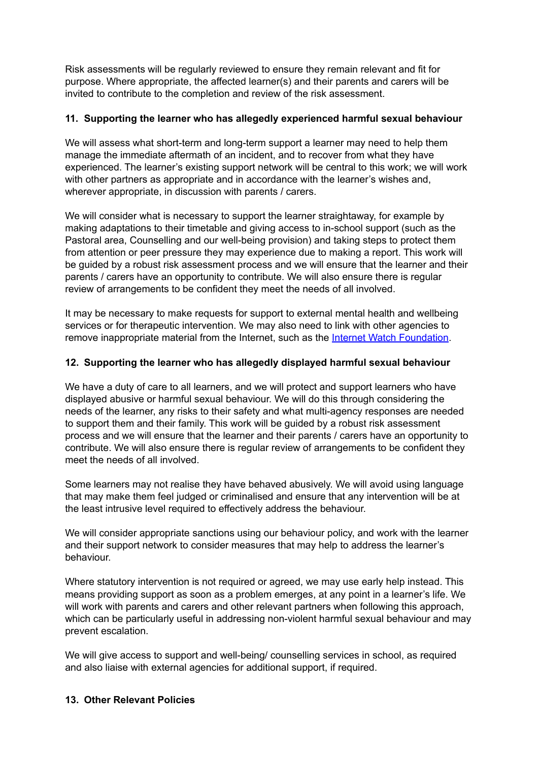Risk assessments will be regularly reviewed to ensure they remain relevant and fit for purpose. Where appropriate, the affected learner(s) and their parents and carers will be invited to contribute to the completion and review of the risk assessment.

### 11. Supporting the learner who has allegedly experienced harmful sexual behaviour

We will assess what short-term and long-term support a learner may need to help them manage the immediate aftermath of an incident, and to recover from what they have experienced. The learner's existing support network will be central to this work; we will work with other partners as appropriate and in accordance with the learner's wishes and, wherever appropriate, in discussion with parents / carers.

We will consider what is necessary to support the learner straightaway, for example by making adaptations to their timetable and giving access to in-school support (such as the Pastoral area, Counselling and our well-being provision) and taking steps to protect them from attention or peer pressure they may experience due to making a report. This work will be guided by a robust risk assessment process and we will ensure that the learner and their parents / carers have an opportunity to contribute. We will also ensure there is regular review of arrangements to be confident they meet the needs of all involved.

It may be necessary to make requests for support to external mental health and wellbeing services or for therapeutic intervention. We may also need to link with other agencies to remove inappropriate material from the Internet, such as the [Internet Watch Foundation](https://www.iwf.org.uk/).

### 12. Supporting the learner who has allegedly displayed harmful sexual behaviour

We have a duty of care to all learners, and we will protect and support learners who have displayed abusive or harmful sexual behaviour. We will do this through considering the needs of the learner, any risks to their safety and what multi-agency responses are needed to support them and their family. This work will be guided by a robust risk assessment process and we will ensure that the learner and their parents / carers have an opportunity to contribute. We will also ensure there is regular review of arrangements to be confident they meet the needs of all involved.

Some learners may not realise they have behaved abusively. We will avoid using language that may make them feel judged or criminalised and ensure that any intervention will be at the least intrusive level required to effectively address the behaviour.

We will consider appropriate sanctions using our behaviour policy, and work with the learner and their support network to consider measures that may help to address the learner's behaviour.

Where statutory intervention is not required or agreed, we may use early help instead. This means providing support as soon as a problem emerges, at any point in a learner's life. We will work with parents and carers and other relevant partners when following this approach, which can be particularly useful in addressing non-violent harmful sexual behaviour and may prevent escalation.

We will give access to support and well-being/ counselling services in school, as required and also liaise with external agencies for additional support, if required.

### 13. Other Relevant Policies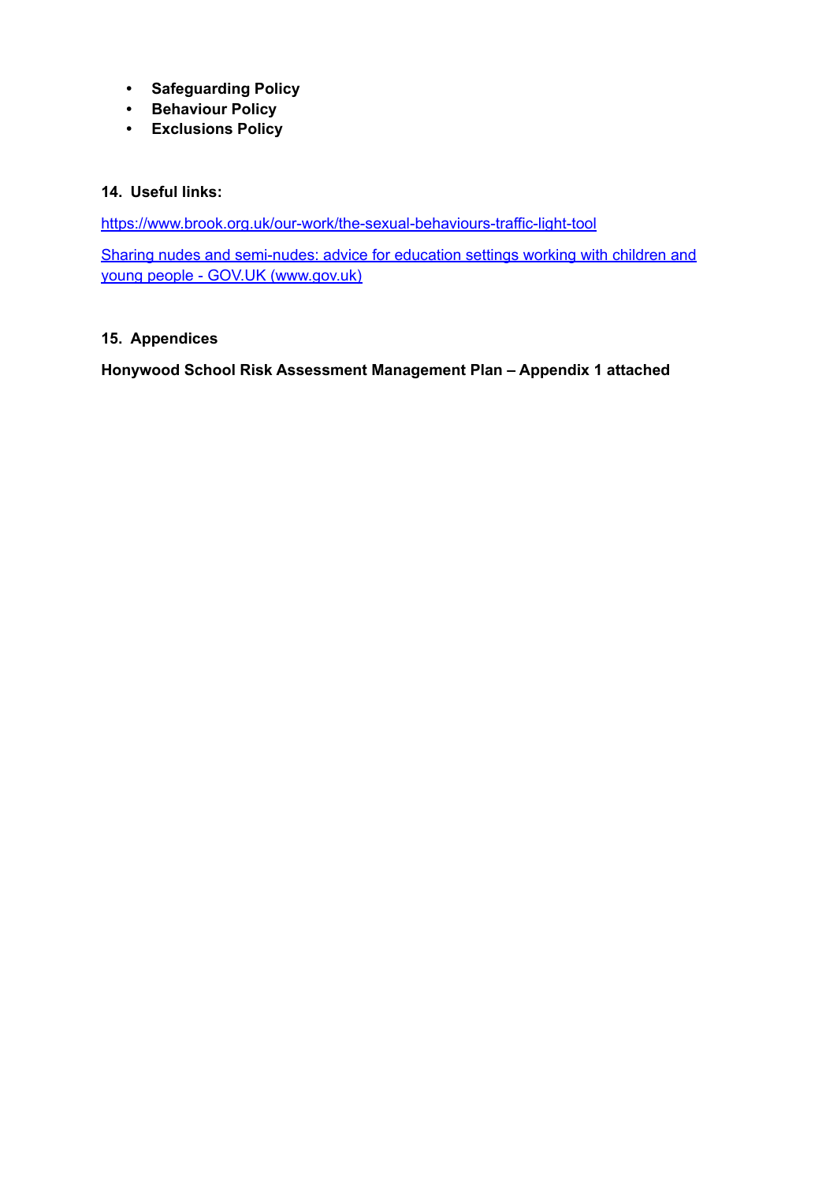- **Safeguarding Policy**
- **Behaviour Policy**
- **Exclusions Policy**

## 14. Useful links:

[https://www.brook.org.uk/our-work/the-sexual-behaviours-traffic-light-tool](https://www.brook.org.uk/our-work/the-sexual-behaviours-traffic-light-tool)

[Sharing nudes and semi-nudes: advice for education settings working with children and young people - GOV.UK (www.gov.uk)](https://www.gov.uk)

## 15. Appendices

**Honywood School Risk Assessment Management Plan – Appendix 1 attached**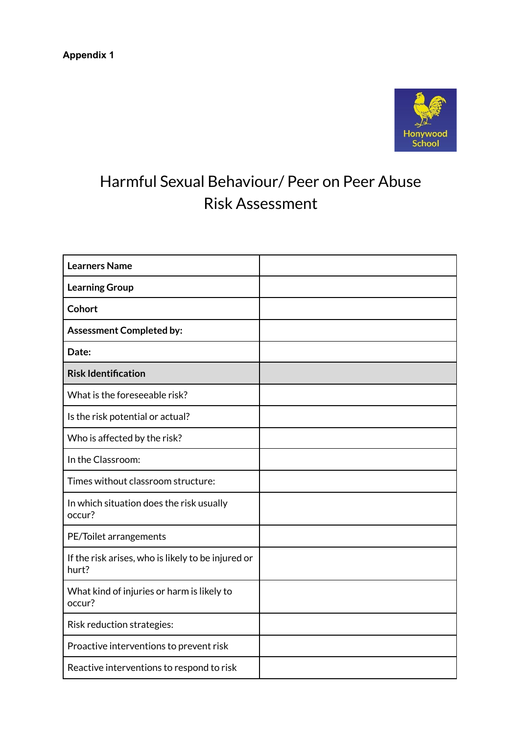**Appendix 1**

Honywood School

# Harmful Sexual Behaviour/ Peer on Peer Abuse Risk Assessment

| **Learners Name** | |
|---|---|
| **Learning Group** | |
| **Cohort** | |
| **Assessment Completed by:** | |
| **Date:** | |
| **Risk Identification** | |
| What is the foreseeable risk? | |
| Is the risk potential or actual? | |
| Who is affected by the risk? | |
| In the Classroom: | |
| Times without classroom structure: | |
| In which situation does the risk usually occur? | |
| PE/Toilet arrangements | |
| If the risk arises, who is likely to be injured or hurt? | |
| What kind of injuries or harm is likely to occur? | |
| Risk reduction strategies: | |
| Proactive interventions to prevent risk | |
| Reactive interventions to respond to risk | |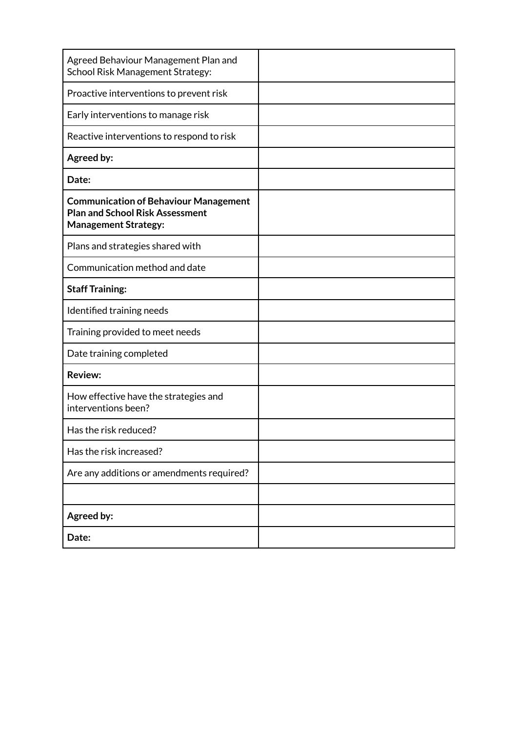| | |
|---|---|
| Agreed Behaviour Management Plan and School Risk Management Strategy: | |
| Proactive interventions to prevent risk | |
| Early interventions to manage risk | |
| Reactive interventions to respond to risk | |
| **Agreed by:** | |
| **Date:** | |
| **Communication of Behaviour Management Plan and School Risk Assessment Management Strategy:** | |
| Plans and strategies shared with | |
| Communication method and date | |
| **Staff Training:** | |
| Identified training needs | |
| Training provided to meet needs | |
| Date training completed | |
| **Review:** | |
| How effective have the strategies and interventions been? | |
| Has the risk reduced? | |
| Has the risk increased? | |
| Are any additions or amendments required? | |
| | |
| **Agreed by:** | |
| **Date:** | |